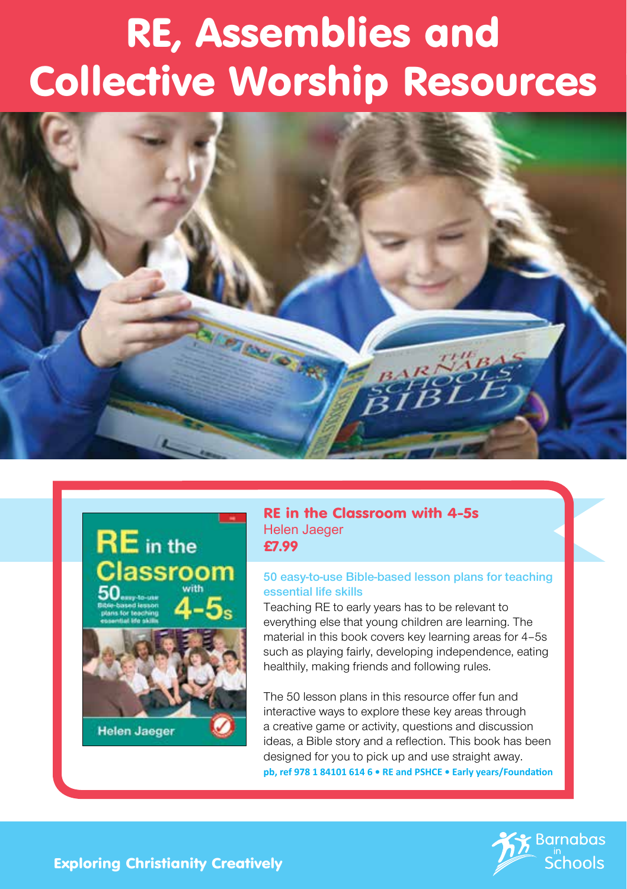# RE, Assemblies and Collective Worship Resources

## RE in the Classroom with 4-5s

Helen Jaeger

**£7.99**

**50 easy-to-use Bible-based lesson plans for teaching essential life skills**

Teaching RE to early years has to be relevant to everything else that young children are learning. The material in this book covers key learning areas for 4–5s such as playing fairly, developing independence, eating healthily, making friends and following rules.

The 50 lesson plans in this resource offer fun and interactive ways to explore these key areas through a creative game or activity, questions and discussion ideas, a Bible story and a reflection. This book has been designed for you to pick up and use straight away.

**pb, ref 978 1 84101 614 6 • RE and PSHCE • Early years/Foundation**

**Exploring Christianity Creatively**

Barnabas in Schools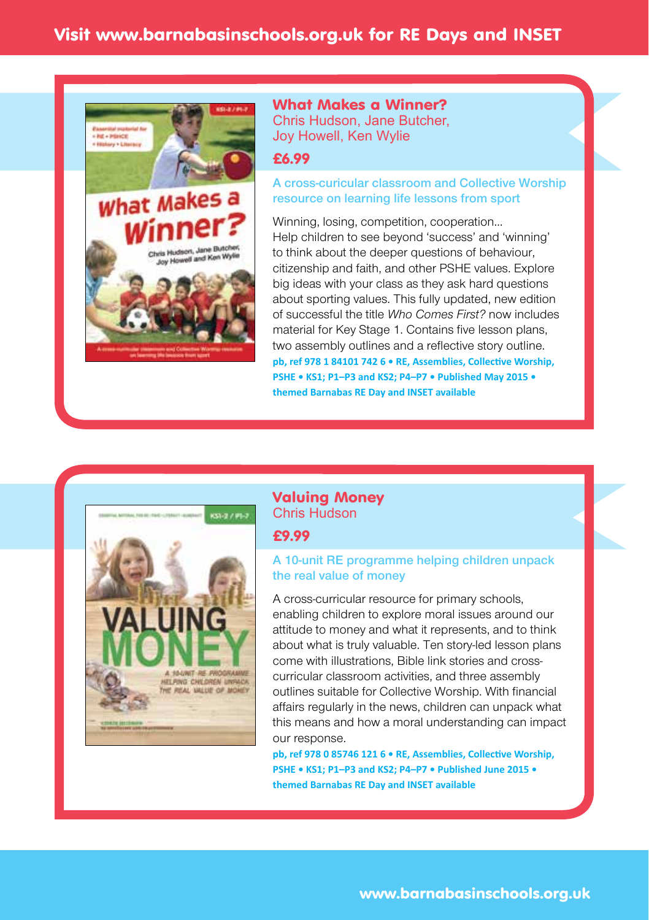Visit www.barnabasinschools.org.uk for RE Days and INSET

## What Makes a Winner?

Chris Hudson, Jane Butcher, Joy Howell, Ken Wylie

**£6.99**

A cross-curicular classroom and Collective Worship resource on learning life lessons from sport

Winning, losing, competition, cooperation... Help children to see beyond 'success' and 'winning' to think about the deeper questions of behaviour, citizenship and faith, and other PSHE values. Explore big ideas with your class as they ask hard questions about sporting values. This fully updated, new edition of successful the title *Who Comes First?* now includes material for Key Stage 1. Contains five lesson plans, two assembly outlines and a reflective story outline.

**pb, ref 978 1 84101 742 6 • RE, Assemblies, Collective Worship, PSHE • KS1; P1–P3 and KS2; P4–P7 • Published May 2015 • themed Barnabas RE Day and INSET available**

## Valuing Money

Chris Hudson

**£9.99**

A 10-unit RE programme helping children unpack the real value of money

A cross-curricular resource for primary schools, enabling children to explore moral issues around our attitude to money and what it represents, and to think about what is truly valuable. Ten story-led lesson plans come with illustrations, Bible link stories and cross-curricular classroom activities, and three assembly outlines suitable for Collective Worship. With financial affairs regularly in the news, children can unpack what this means and how a moral understanding can impact our response.

**pb, ref 978 0 85746 121 6 • RE, Assemblies, Collective Worship, PSHE • KS1; P1–P3 and KS2; P4–P7 • Published June 2015 • themed Barnabas RE Day and INSET available**

www.barnabasinschools.org.uk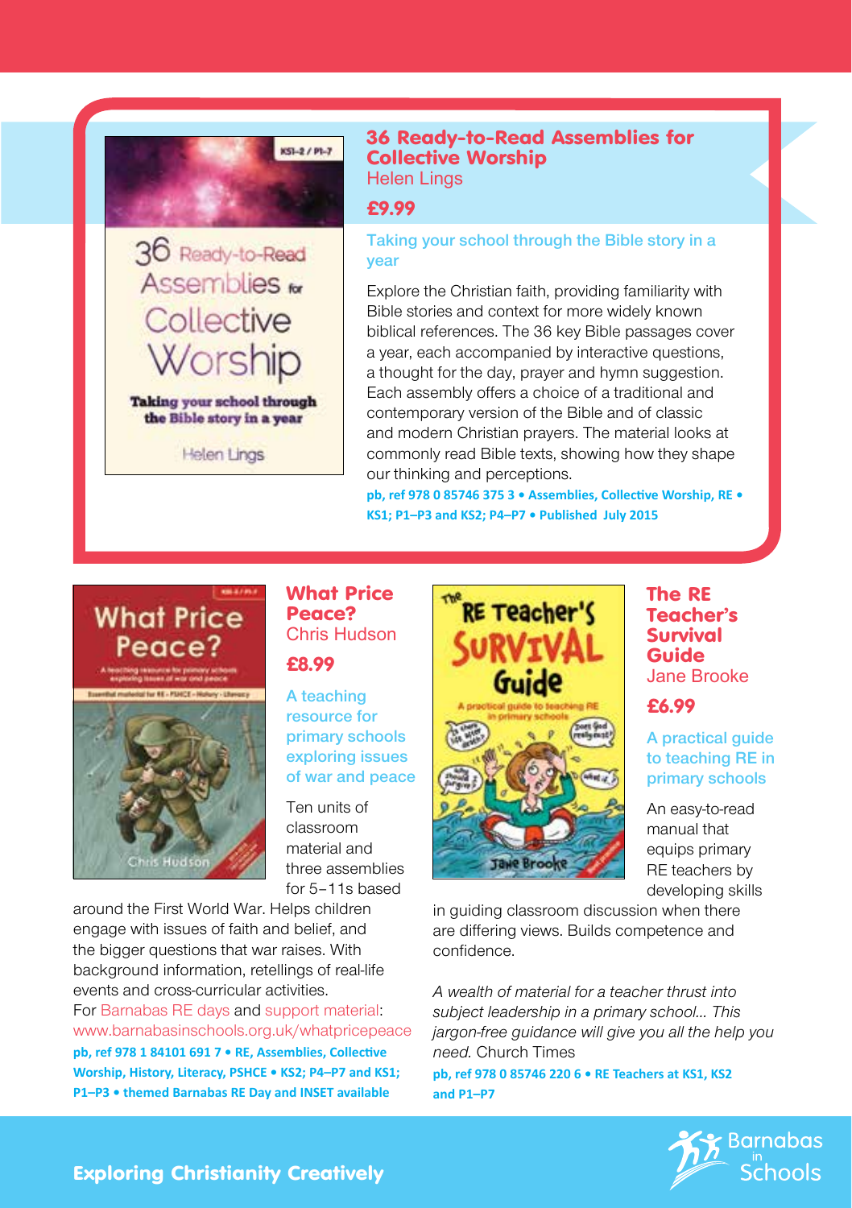## 36 Ready-to-Read Assemblies for Collective Worship

Helen Lings

**£9.99**

Taking your school through the Bible story in a year

Explore the Christian faith, providing familiarity with Bible stories and context for more widely known biblical references. The 36 key Bible passages cover a year, each accompanied by interactive questions, a thought for the day, prayer and hymn suggestion. Each assembly offers a choice of a traditional and contemporary version of the Bible and of classic and modern Christian prayers. The material looks at commonly read Bible texts, showing how they shape our thinking and perceptions.

**pb, ref 978 0 85746 375 3 • Assemblies, Collective Worship, RE • KS1; P1–P3 and KS2; P4–P7 • Published July 2015**

## What Price Peace?

Chris Hudson

**£8.99**

A teaching resource for primary schools exploring issues of war and peace

Ten units of classroom material and three assemblies for 5–11s based around the First World War. Helps children engage with issues of faith and belief, and the bigger questions that war raises. With background information, retellings of real-life events and cross-curricular activities.

For Barnabas RE days and support material: www.barnabasinschools.org.uk/whatpricepeace

**pb, ref 978 1 84101 691 7 • RE, Assemblies, Collective Worship, History, Literacy, PSHCE • KS2; P4–P7 and KS1; P1–P3 • themed Barnabas RE Day and INSET available**

## The RE Teacher's Survival Guide

Jane Brooke

**£6.99**

A practical guide to teaching RE in primary schools

An easy-to-read manual that equips primary RE teachers by developing skills in guiding classroom discussion when there are differing views. Builds competence and confidence.

*A wealth of material for a teacher thrust into subject leadership in a primary school... This jargon-free guidance will give you all the help you need.* Church Times

**pb, ref 978 0 85746 220 6 • RE Teachers at KS1, KS2 and P1–P7**

Exploring Christianity Creatively

Barnabas in Schools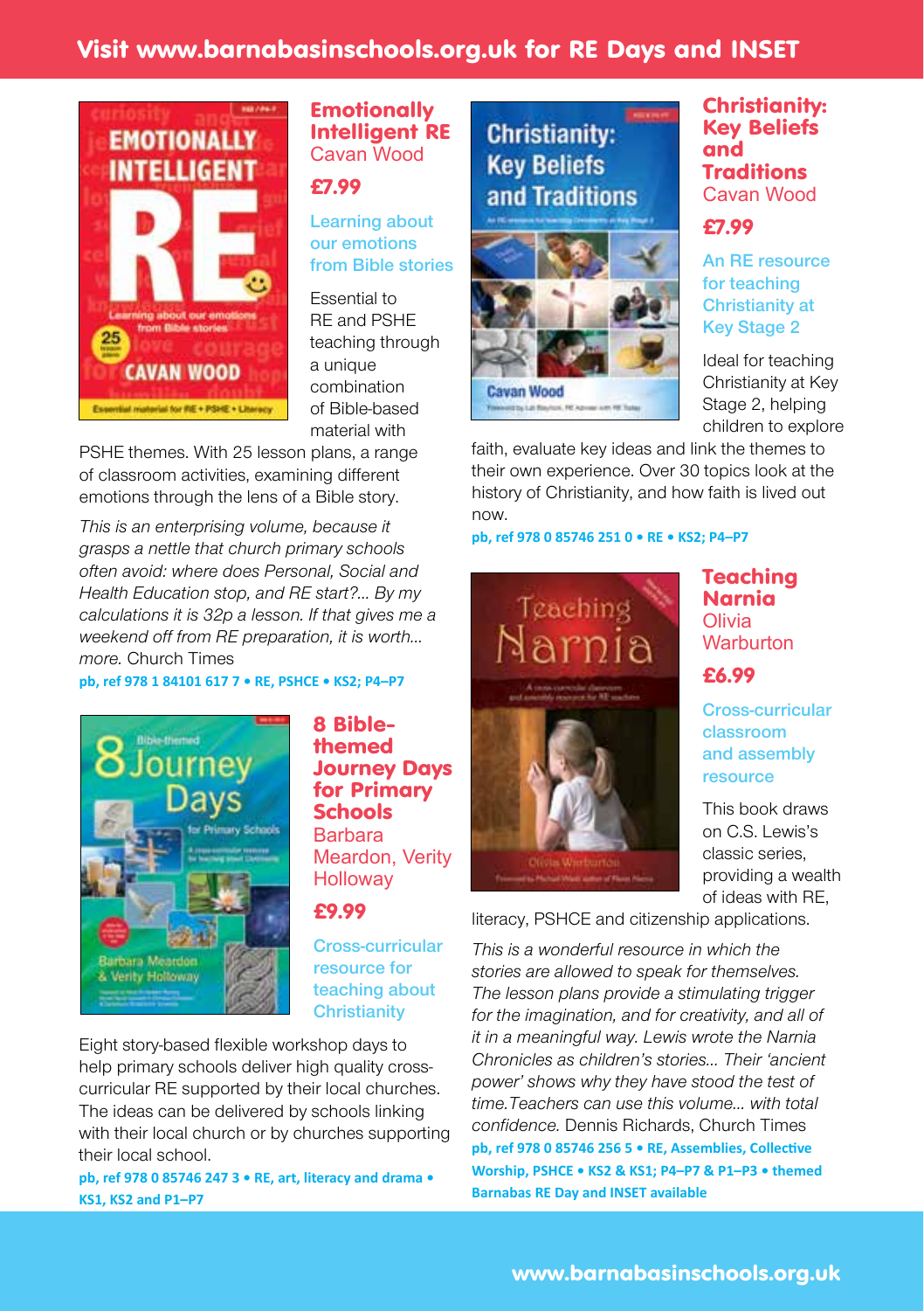Visit www.barnabasinschools.org.uk for RE Days and INSET

## Emotionally Intelligent RE

Cavan Wood

**£7.99**

Learning about our emotions from Bible stories

Essential to RE and PSHE teaching through a unique combination of Bible-based material with PSHE themes. With 25 lesson plans, a range of classroom activities, examining different emotions through the lens of a Bible story.

*This is an enterprising volume, because it grasps a nettle that church primary schools often avoid: where does Personal, Social and Health Education stop, and RE start?... By my calculations it is 32p a lesson. If that gives me a weekend off from RE preparation, it is worth... more.* Church Times

**pb, ref 978 1 84101 617 7 • RE, PSHCE • KS2; P4–P7**

## 8 Bible-themed Journey Days for Primary Schools

Barbara Meardon, Verity Holloway

**£9.99**

Cross-curricular resource for teaching about Christianity

Eight story-based flexible workshop days to help primary schools deliver high quality cross-curricular RE supported by their local churches. The ideas can be delivered by schools linking with their local church or by churches supporting their local school.

**pb, ref 978 0 85746 247 3 • RE, art, literacy and drama • KS1, KS2 and P1–P7**

## Christianity: Key Beliefs and Traditions

Cavan Wood

**£7.99**

An RE resource for teaching Christianity at Key Stage 2

Ideal for teaching Christianity at Key Stage 2, helping children to explore faith, evaluate key ideas and link the themes to their own experience. Over 30 topics look at the history of Christianity, and how faith is lived out now.

**pb, ref 978 0 85746 251 0 • RE • KS2; P4–P7**

## Teaching Narnia

Olivia Warburton

**£6.99**

Cross-curricular classroom and assembly resource

This book draws on C.S. Lewis's classic series, providing a wealth of ideas with RE, literacy, PSHCE and citizenship applications.

*This is a wonderful resource in which the stories are allowed to speak for themselves. The lesson plans provide a stimulating trigger for the imagination, and for creativity, and all of it in a meaningful way. Lewis wrote the Narnia Chronicles as children's stories... Their 'ancient power' shows why they have stood the test of time. Teachers can use this volume... with total confidence.* Dennis Richards, Church Times

**pb, ref 978 0 85746 256 5 • RE, Assemblies, Collective Worship, PSHCE • KS2 & KS1; P4–P7 & P1–P3 • themed Barnabas RE Day and INSET available**

www.barnabasinschools.org.uk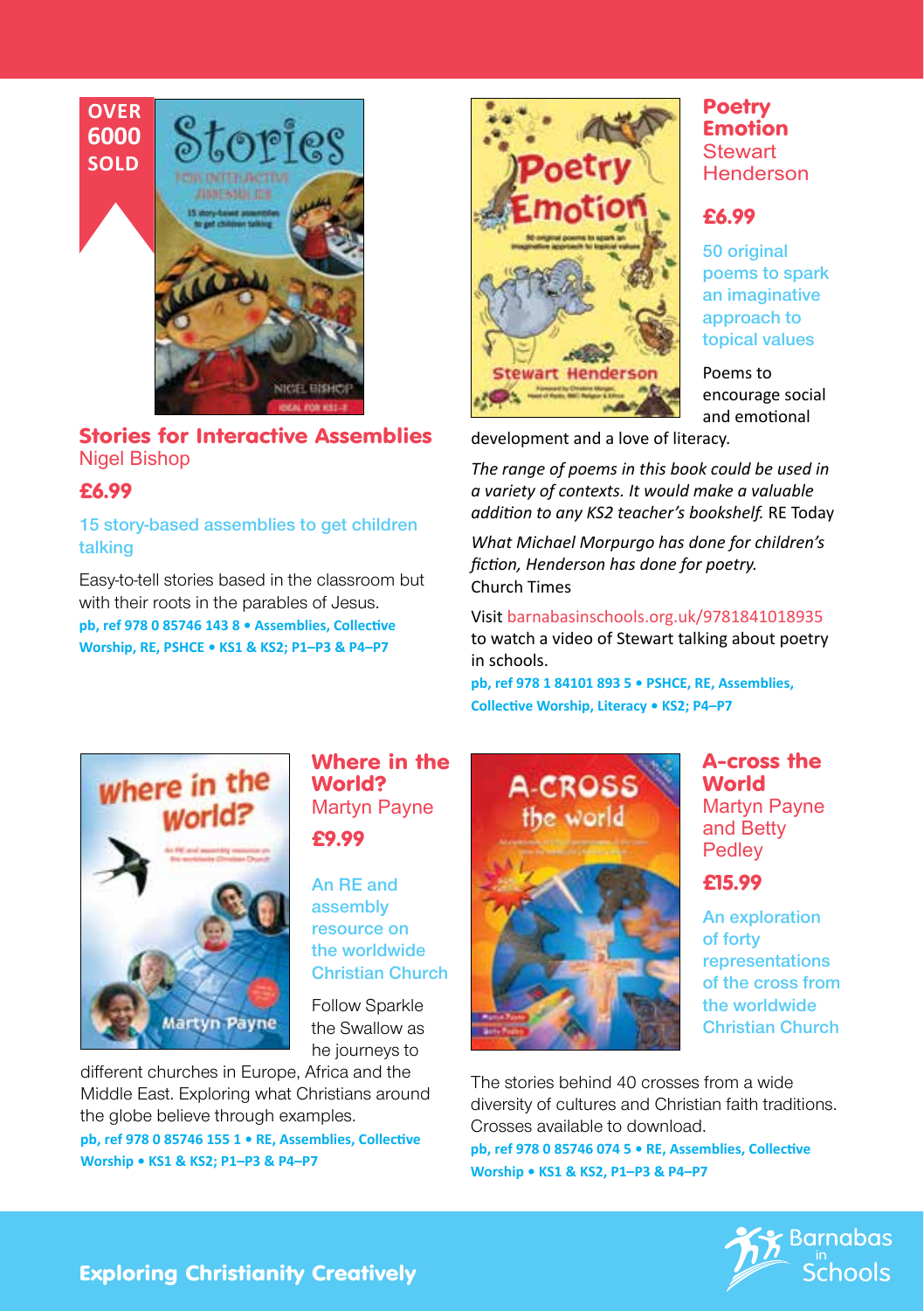OVER 6000 SOLD

## Stories for Interactive Assemblies

Nigel Bishop

**£6.99**

15 story-based assemblies to get children talking

Easy-to-tell stories based in the classroom but with their roots in the parables of Jesus.

**pb, ref 978 0 85746 143 8 • Assemblies, Collective Worship, RE, PSHCE • KS1 & KS2; P1–P3 & P4–P7**

## Poetry Emotion

Stewart Henderson

**£6.99**

50 original poems to spark an imaginative approach to topical values

Poems to encourage social and emotional development and a love of literacy.

*The range of poems in this book could be used in a variety of contexts. It would make a valuable addition to any KS2 teacher's bookshelf.* RE Today

*What Michael Morpurgo has done for children's fiction, Henderson has done for poetry.* Church Times

Visit barnabasinschools.org.uk/9781841018935 to watch a video of Stewart talking about poetry in schools.

**pb, ref 978 1 84101 893 5 • PSHCE, RE, Assemblies, Collective Worship, Literacy • KS2; P4–P7**

## Where in the World?

Martyn Payne

**£9.99**

An RE and assembly resource on the worldwide Christian Church

Follow Sparkle the Swallow as he journeys to different churches in Europe, Africa and the Middle East. Exploring what Christians around the globe believe through examples.

**pb, ref 978 0 85746 155 1 • RE, Assemblies, Collective Worship • KS1 & KS2; P1–P3 & P4–P7**

## A-cross the World

Martyn Payne and Betty Pedley

**£15.99**

An exploration of forty representations of the cross from the worldwide Christian Church

The stories behind 40 crosses from a wide diversity of cultures and Christian faith traditions. Crosses available to download.

**pb, ref 978 0 85746 074 5 • RE, Assemblies, Collective Worship • KS1 & KS2, P1–P3 & P4–P7**

**Exploring Christianity Creatively**

Barnabas in Schools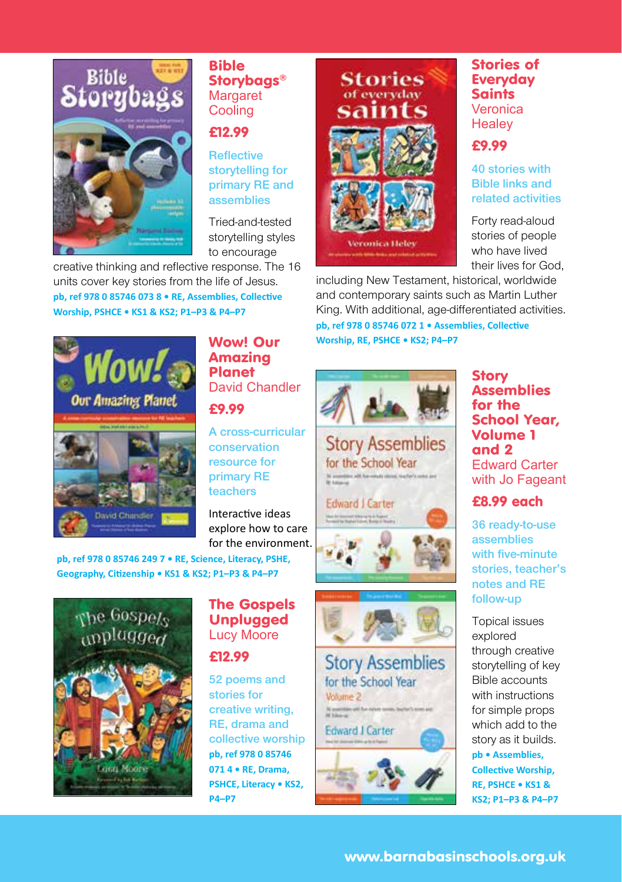## Bible Storybags®

Margaret Cooling

**£12.99**

Reflective storytelling for primary RE and assemblies

Tried-and-tested storytelling styles to encourage creative thinking and reflective response. The 16 units cover key stories from the life of Jesus.

**pb, ref 978 0 85746 073 8 • RE, Assemblies, Collective Worship, PSHCE • KS1 & KS2; P1–P3 & P4–P7**

## Wow! Our Amazing Planet

David Chandler

**£9.99**

A cross-curricular conservation resource for primary RE teachers

Interactive ideas explore how to care for the environment.

**pb, ref 978 0 85746 249 7 • RE, Science, Literacy, PSHE, Geography, Citizenship • KS1 & KS2; P1–P3 & P4–P7**

## The Gospels Unplugged

Lucy Moore

**£12.99**

52 poems and stories for creative writing, RE, drama and collective worship

**pb, ref 978 0 85746 071 4 • RE, Drama, PSHCE, Literacy • KS2, P4–P7**

## Stories of Everyday Saints

Veronica Healey

**£9.99**

40 stories with Bible links and related activities

Forty read-aloud stories of people who have lived their lives for God, including New Testament, historical, worldwide and contemporary saints such as Martin Luther King. With additional, age-differentiated activities.

**pb, ref 978 0 85746 072 1 • Assemblies, Collective Worship, RE, PSHCE • KS2; P4–P7**

## Story Assemblies for the School Year, Volume 1 and 2

Edward Carter with Jo Fageant

**£8.99 each**

36 ready-to-use assemblies with five-minute stories, teacher's notes and RE follow-up

Topical issues explored through creative storytelling of key Bible accounts with instructions for simple props which add to the story as it builds.

**pb • Assemblies, Collective Worship, RE, PSHCE • KS1 & KS2; P1–P3 & P4–P7**

**www.barnabasinschools.org.uk**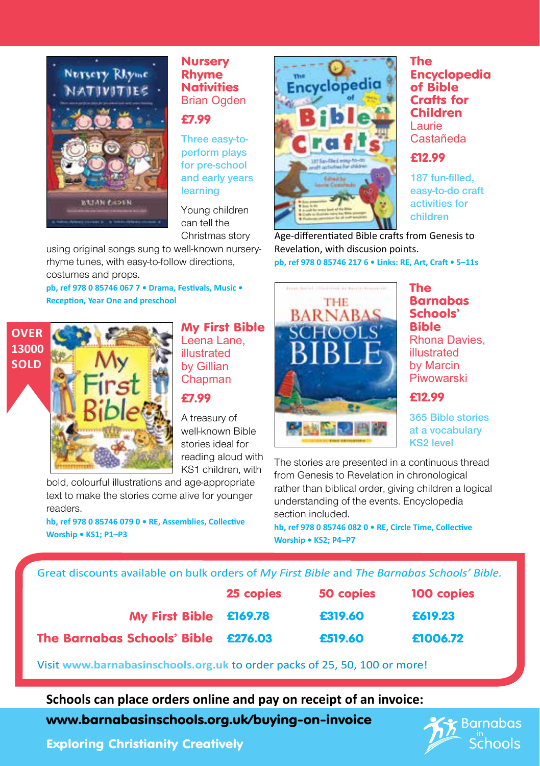## Nursery Rhyme Nativities

Brian Ogden

**£7.99**

Three easy-to-perform plays for pre-school and early years learning

Young children can tell the Christmas story using original songs sung to well-known nursery-rhyme tunes, with easy-to-follow directions, costumes and props.

**pb, ref 978 0 85746 067 7 • Drama, Festivals, Music • Reception, Year One and preschool**

## My First Bible

**OVER 13000 SOLD**

Leena Lane, illustrated by Gillian Chapman

**£7.99**

A treasury of well-known Bible stories ideal for reading aloud with KS1 children, with bold, colourful illustrations and age-appropriate text to make the stories come alive for younger readers.

**hb, ref 978 0 85746 079 0 • RE, Assemblies, Collective Worship • KS1; P1–P3**

## The Encyclopedia of Bible Crafts for Children

Laurie Castañeda

**£12.99**

187 fun-filled, easy-to-do craft activities for children

Age-differentiated Bible crafts from Genesis to Revelation, with discusion points.

**pb, ref 978 0 85746 217 6 • Links: RE, Art, Craft • 5–11s**

## The Barnabas Schools' Bible

Rhona Davies, illustrated by Marcin Piwowarski

**£12.99**

365 Bible stories at a vocabulary KS2 level

The stories are presented in a continuous thread from Genesis to Revelation in chronological rather than biblical order, giving children a logical understanding of the events. Encyclopedia section included.

**hb, ref 978 0 85746 082 0 • RE, Circle Time, Collective Worship • KS2; P4–P7**

Great discounts available on bulk orders of *My First Bible* and *The Barnabas Schools' Bible.*

| | 25 copies | 50 copies | 100 copies |
|---|---|---|---|
| My First Bible | £169.78 | £319.60 | £619.23 |
| The Barnabas Schools' Bible | £276.03 | £519.60 | £1006.72 |

Visit www.barnabasinschools.org.uk to order packs of 25, 50, 100 or more!

**Schools can place orders online and pay on receipt of an invoice:**

**www.barnabasinschools.org.uk/buying-on-invoice**

**Exploring Christianity Creatively**

Barnabas in Schools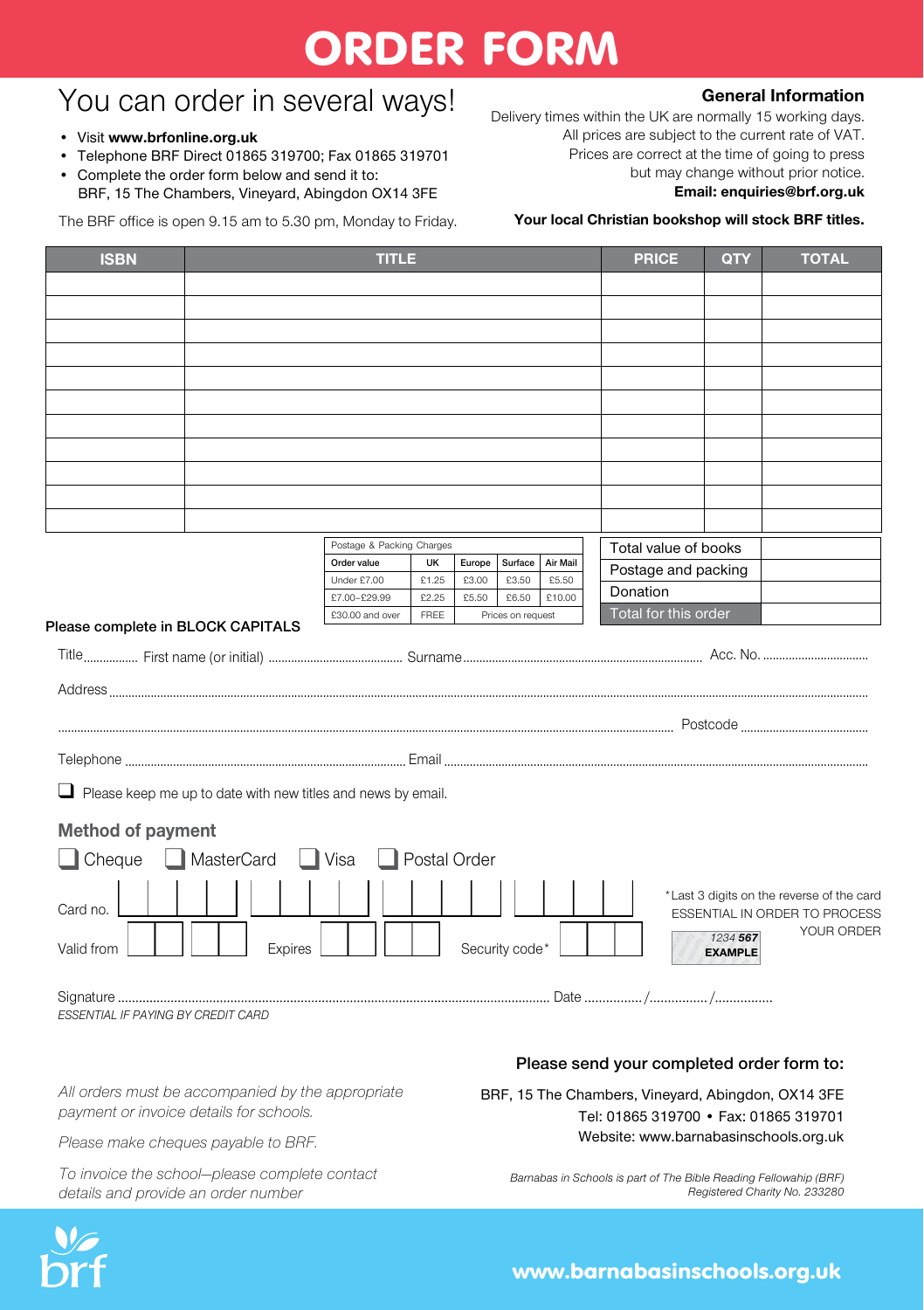# ORDER FORM

## You can order in several ways!

- Visit **www.brfonline.org.uk**
- Telephone BRF Direct 01865 319700; Fax 01865 319701
- Complete the order form below and send it to:
  BRF, 15 The Chambers, Vineyard, Abingdon OX14 3FE

The BRF office is open 9.15 am to 5.30 pm, Monday to Friday.

**General Information**

Delivery times within the UK are normally 15 working days.
All prices are subject to the current rate of VAT.
Prices are correct at the time of going to press but may change without prior notice.
**Email: enquiries@brf.org.uk**

**Your local Christian bookshop will stock BRF titles.**

| ISBN | TITLE | PRICE | QTY | TOTAL |
|---|---|---|---|---|
| | | | | |
| | | | | |
| | | | | |
| | | | | |
| | | | | |
| | | | | |
| | | | | |
| | | | | |
| | | | | |
| | | | | |
| | | | | |

| Postage & Packing Charges | | | | |
|---|---|---|---|---|
| Order value | UK | Europe | Surface | Air Mail |
| Under £7.00 | £1.25 | £3.00 | £3.50 | £5.50 |
| £7.00–£29.99 | £2.25 | £5.50 | £6.50 | £10.00 |
| £30.00 and over | FREE | Prices on request | | |

| | |
|---|---|
| Total value of books | |
| Postage and packing | |
| Donation | |
| Total for this order | |

**Please complete in BLOCK CAPITALS**

Title ................ First name (or initial) .......................................... Surname .......................................... Acc. No. ...............................

Address ....................................................................................................................................

.................................................................................................................... Postcode .......................................

Telephone ...................................................................... Email ..............................................................................

☐ Please keep me up to date with new titles and news by email.

## Method of payment

☐ Cheque ☐ MasterCard ☐ Visa ☐ Postal Order

Card no. ☐☐☐☐ ☐☐☐☐ ☐☐☐☐ ☐☐☐☐

Valid from ☐☐ ☐☐ Expires ☐☐ ☐☐ Security code* ☐☐☐

*Last 3 digits on the reverse of the card ESSENTIAL IN ORDER TO PROCESS YOUR ORDER

1234 **567**
**EXAMPLE**

Signature ........................................................................................................ Date ................/................/................

*ESSENTIAL IF PAYING BY CREDIT CARD*

*All orders must be accompanied by the appropriate payment or invoice details for schools.*

*Please make cheques payable to BRF.*

*To invoice the school—please complete contact details and provide an order number*

**Please send your completed order form to:**

BRF, 15 The Chambers, Vineyard, Abingdon, OX14 3FE
Tel: 01865 319700 • Fax: 01865 319701
Website: www.barnabasinschools.org.uk

*Barnabas in Schools is part of The Bible Reading Fellowship (BRF)*
*Registered Charity No. 233280*

brf

**www.barnabasinschools.org.uk**